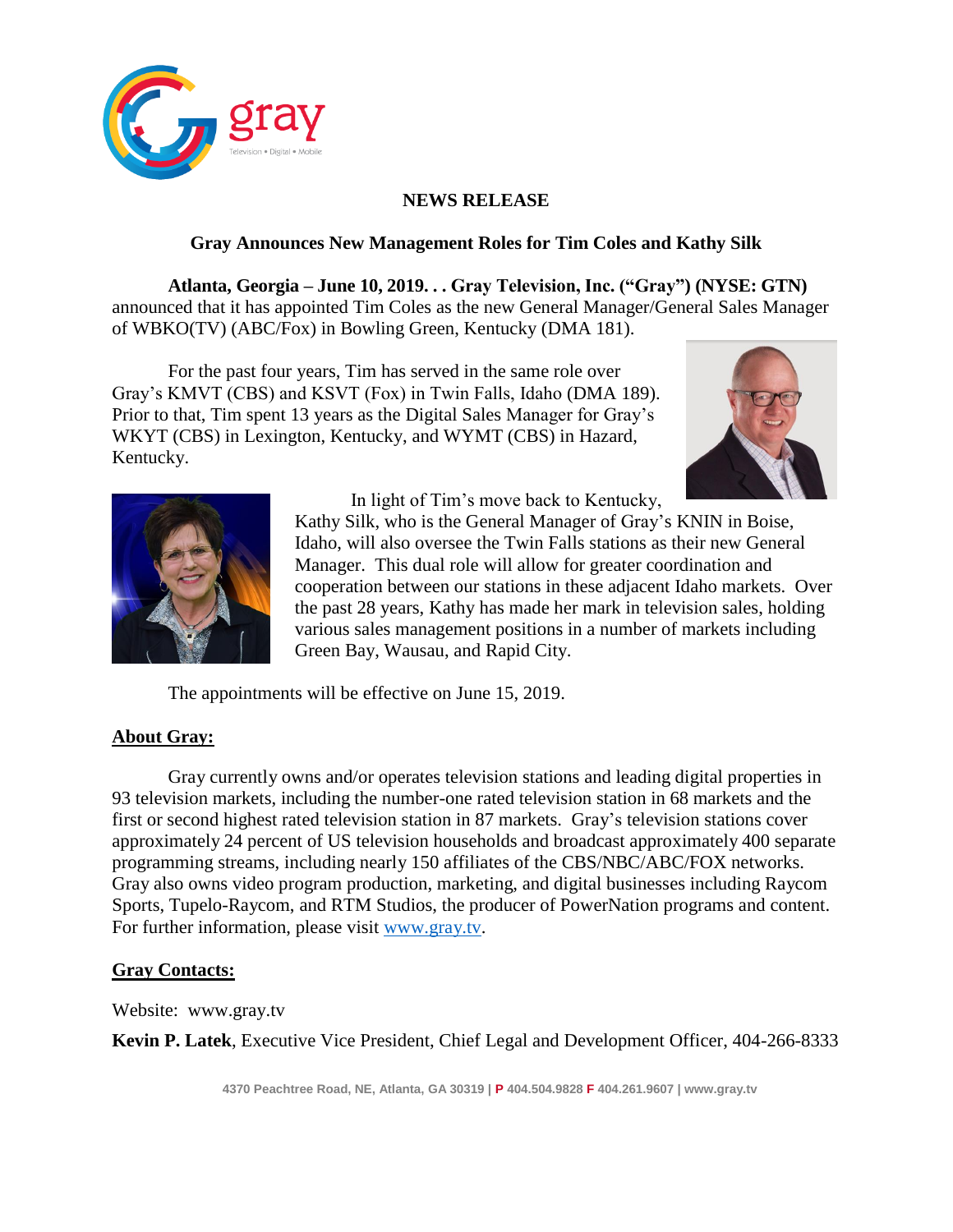**NEWS RELEASE**

**Gray Announces New Management Roles for Tim Coles and Kathy Silk**

**Atlanta, Georgia – June 10, 2019. . . Gray Television, Inc. ("Gray") (NYSE: GTN)** announced that it has appointed Tim Coles as the new General Manager/General Sales Manager of WBKO(TV) (ABC/Fox) in Bowling Green, Kentucky (DMA 181).

For the past four years, Tim has served in the same role over Gray's KMVT (CBS) and KSVT (Fox) in Twin Falls, Idaho (DMA 189). Prior to that, Tim spent 13 years as the Digital Sales Manager for Gray's WKYT (CBS) in Lexington, Kentucky, and WYMT (CBS) in Hazard, Kentucky.

In light of Tim's move back to Kentucky, Kathy Silk, who is the General Manager of Gray's KNIN in Boise, Idaho, will also oversee the Twin Falls stations as their new General Manager. This dual role will allow for greater coordination and cooperation between our stations in these adjacent Idaho markets. Over the past 28 years, Kathy has made her mark in television sales, holding various sales management positions in a number of markets including Green Bay, Wausau, and Rapid City.

The appointments will be effective on June 15, 2019.

**About Gray:**

Gray currently owns and/or operates television stations and leading digital properties in 93 television markets, including the number-one rated television station in 68 markets and the first or second highest rated television station in 87 markets. Gray's television stations cover approximately 24 percent of US television households and broadcast approximately 400 separate programming streams, including nearly 150 affiliates of the CBS/NBC/ABC/FOX networks. Gray also owns video program production, marketing, and digital businesses including Raycom Sports, Tupelo-Raycom, and RTM Studios, the producer of PowerNation programs and content. For further information, please visit www.gray.tv.

**Gray Contacts:**

Website: www.gray.tv

**Kevin P. Latek**, Executive Vice President, Chief Legal and Development Officer, 404-266-8333